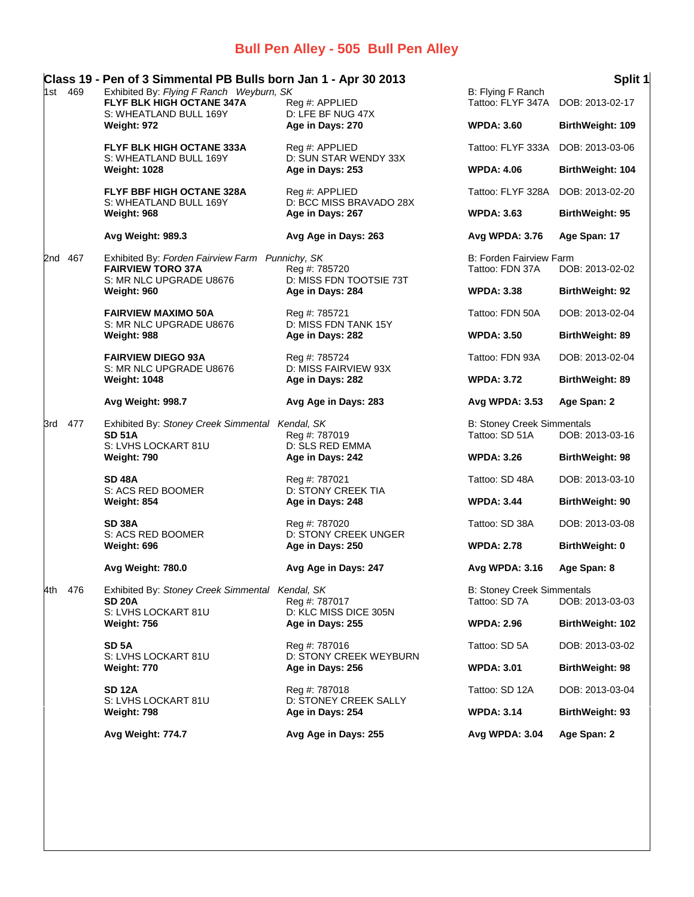# Bull Pen Alley - 505 Bull Pen Alley

## Class 19 - Pen of 3 Simmental PB Bulls born Jan 1 - Apr 30 2013

**Split 1**

**1st 469** — Exhibited By: *Flying F Ranch Weyburn, SK* — B: Flying F Ranch

| Name | Reg #: | Tattoo | DOB |
|---|---|---|---|
| **FLYF BLK HIGH OCTANE 347A** | Reg #: APPLIED | Tattoo: FLYF 347A | DOB: 2013-02-17 |
| S: WHEATLAND BULL 169Y | D: LFE BF NUG 47X | | |
| **Weight: 972** | **Age in Days: 270** | **WPDA: 3.60** | **BirthWeight: 109** |
| **FLYF BLK HIGH OCTANE 333A** | Reg #: APPLIED | Tattoo: FLYF 333A | DOB: 2013-03-06 |
| S: WHEATLAND BULL 169Y | D: SUN STAR WENDY 33X | | |
| **Weight: 1028** | **Age in Days: 253** | **WPDA: 4.06** | **BirthWeight: 104** |
| **FLYF BBF HIGH OCTANE 328A** | Reg #: APPLIED | Tattoo: FLYF 328A | DOB: 2013-02-20 |
| S: WHEATLAND BULL 169Y | D: BCC MISS BRAVADO 28X | | |
| **Weight: 968** | **Age in Days: 267** | **WPDA: 3.63** | **BirthWeight: 95** |
| **Avg Weight: 989.3** | **Avg Age in Days: 263** | **Avg WPDA: 3.76** | **Age Span: 17** |

**2nd 467** — Exhibited By: *Forden Fairview Farm Punnichy, SK* — B: Forden Fairview Farm

| Name | Reg #: | Tattoo | DOB |
|---|---|---|---|
| **FAIRVIEW TORO 37A** | Reg #: 785720 | Tattoo: FDN 37A | DOB: 2013-02-02 |
| S: MR NLC UPGRADE U8676 | D: MISS FDN TOOTSIE 73T | | |
| **Weight: 960** | **Age in Days: 284** | **WPDA: 3.38** | **BirthWeight: 92** |
| **FAIRVIEW MAXIMO 50A** | Reg #: 785721 | Tattoo: FDN 50A | DOB: 2013-02-04 |
| S: MR NLC UPGRADE U8676 | D: MISS FDN TANK 15Y | | |
| **Weight: 988** | **Age in Days: 282** | **WPDA: 3.50** | **BirthWeight: 89** |
| **FAIRVIEW DIEGO 93A** | Reg #: 785724 | Tattoo: FDN 93A | DOB: 2013-02-04 |
| S: MR NLC UPGRADE U8676 | D: MISS FAIRVIEW 93X | | |
| **Weight: 1048** | **Age in Days: 282** | **WPDA: 3.72** | **BirthWeight: 89** |
| **Avg Weight: 998.7** | **Avg Age in Days: 283** | **Avg WPDA: 3.53** | **Age Span: 2** |

**3rd 477** — Exhibited By: *Stoney Creek Simmental Kendal, SK* — B: Stoney Creek Simmentals

| Name | Reg #: | Tattoo | DOB |
|---|---|---|---|
| **SD 51A** | Reg #: 787019 | Tattoo: SD 51A | DOB: 2013-03-16 |
| S: LVHS LOCKART 81U | D: SLS RED EMMA | | |
| **Weight: 790** | **Age in Days: 242** | **WPDA: 3.26** | **BirthWeight: 98** |
| **SD 48A** | Reg #: 787021 | Tattoo: SD 48A | DOB: 2013-03-10 |
| S: ACS RED BOOMER | D: STONY CREEK TIA | | |
| **Weight: 854** | **Age in Days: 248** | **WPDA: 3.44** | **BirthWeight: 90** |
| **SD 38A** | Reg #: 787020 | Tattoo: SD 38A | DOB: 2013-03-08 |
| S: ACS RED BOOMER | D: STONY CREEK UNGER | | |
| **Weight: 696** | **Age in Days: 250** | **WPDA: 2.78** | **BirthWeight: 0** |
| **Avg Weight: 780.0** | **Avg Age in Days: 247** | **Avg WPDA: 3.16** | **Age Span: 8** |

**4th 476** — Exhibited By: *Stoney Creek Simmental Kendal, SK* — B: Stoney Creek Simmentals

| Name | Reg #: | Tattoo | DOB |
|---|---|---|---|
| **SD 20A** | Reg #: 787017 | Tattoo: SD 7A | DOB: 2013-03-03 |
| S: LVHS LOCKART 81U | D: KLC MISS DICE 305N | | |
| **Weight: 756** | **Age in Days: 255** | **WPDA: 2.96** | **BirthWeight: 102** |
| **SD 5A** | Reg #: 787016 | Tattoo: SD 5A | DOB: 2013-03-02 |
| S: LVHS LOCKART 81U | D: STONY CREEK WEYBURN | | |
| **Weight: 770** | **Age in Days: 256** | **WPDA: 3.01** | **BirthWeight: 98** |
| **SD 12A** | Reg #: 787018 | Tattoo: SD 12A | DOB: 2013-03-04 |
| S: LVHS LOCKART 81U | D: STONEY CREEK SALLY | | |
| **Weight: 798** | **Age in Days: 254** | **WPDA: 3.14** | **BirthWeight: 93** |
| **Avg Weight: 774.7** | **Avg Age in Days: 255** | **Avg WPDA: 3.04** | **Age Span: 2** |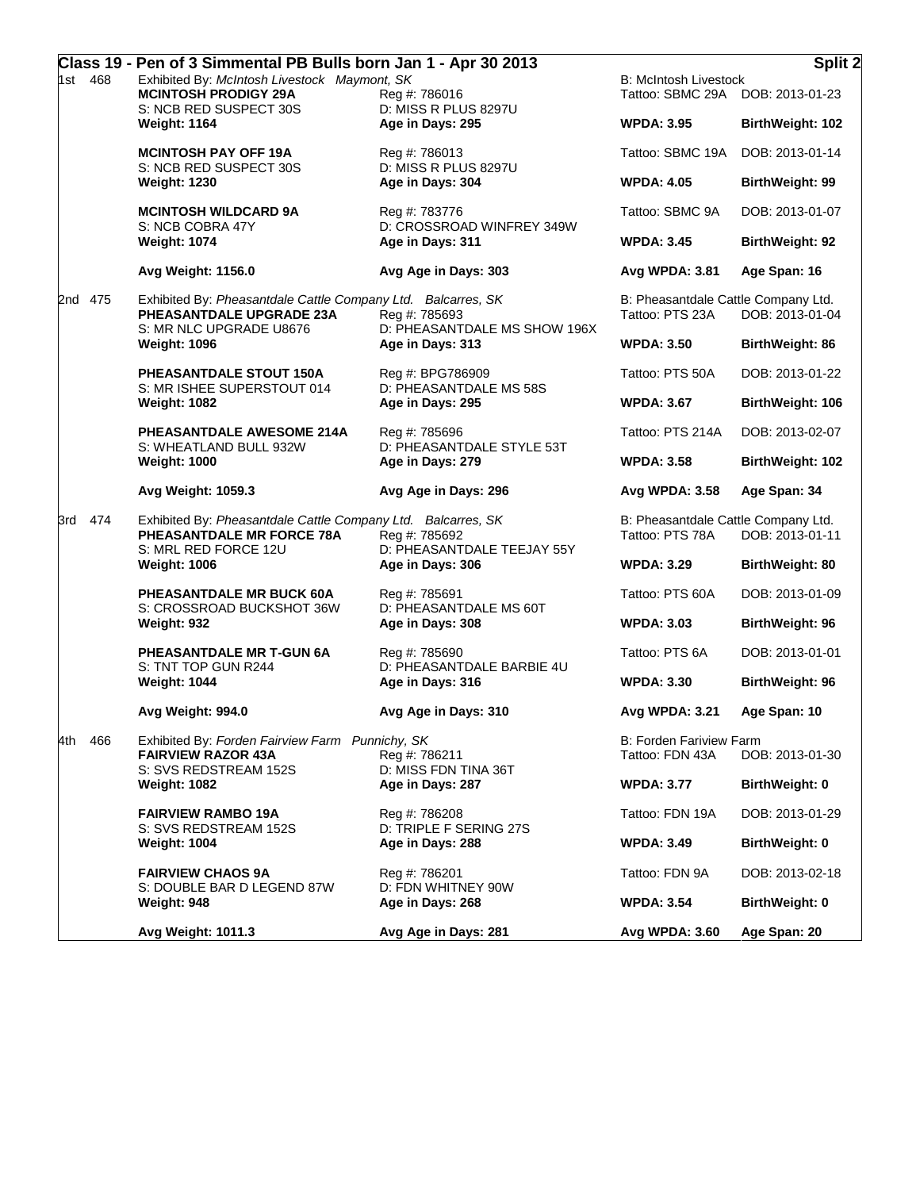## Class 19 - Pen of 3 Simmental PB Bulls born Jan 1 - Apr 30 2013

**Split 2**

**1st 468** — Exhibited By: *McIntosh Livestock Maymont, SK* — B: McIntosh Livestock

| Name / Sire | Reg # / Dam | Tattoo / WPDA | DOB / BirthWeight |
|---|---|---|---|
| **MCINTOSH PRODIGY 29A** | Reg #: 786016 | Tattoo: SBMC 29A | DOB: 2013-01-23 |
| S: NCB RED SUSPECT 30S | D: MISS R PLUS 8297U | | |
| **Weight: 1164** | **Age in Days: 295** | **WPDA: 3.95** | **BirthWeight: 102** |
| **MCINTOSH PAY OFF 19A** | Reg #: 786013 | Tattoo: SBMC 19A | DOB: 2013-01-14 |
| S: NCB RED SUSPECT 30S | D: MISS R PLUS 8297U | | |
| **Weight: 1230** | **Age in Days: 304** | **WPDA: 4.05** | **BirthWeight: 99** |
| **MCINTOSH WILDCARD 9A** | Reg #: 783776 | Tattoo: SBMC 9A | DOB: 2013-01-07 |
| S: NCB COBRA 47Y | D: CROSSROAD WINFREY 349W | | |
| **Weight: 1074** | **Age in Days: 311** | **WPDA: 3.45** | **BirthWeight: 92** |
| **Avg Weight: 1156.0** | **Avg Age in Days: 303** | **Avg WPDA: 3.81** | **Age Span: 16** |

**2nd 475** — Exhibited By: *Pheasantdale Cattle Company Ltd. Balcarres, SK* — B: Pheasantdale Cattle Company Ltd.

| Name / Sire | Reg # / Dam | Tattoo / WPDA | DOB / BirthWeight |
|---|---|---|---|
| **PHEASANTDALE UPGRADE 23A** | Reg #: 785693 | Tattoo: PTS 23A | DOB: 2013-01-04 |
| S: MR NLC UPGRADE U8676 | D: PHEASANTDALE MS SHOW 196X | | |
| **Weight: 1096** | **Age in Days: 313** | **WPDA: 3.50** | **BirthWeight: 86** |
| **PHEASANTDALE STOUT 150A** | Reg #: BPG786909 | Tattoo: PTS 50A | DOB: 2013-01-22 |
| S: MR ISHEE SUPERSTOUT 014 | D: PHEASANTDALE MS 58S | | |
| **Weight: 1082** | **Age in Days: 295** | **WPDA: 3.67** | **BirthWeight: 106** |
| **PHEASANTDALE AWESOME 214A** | Reg #: 785696 | Tattoo: PTS 214A | DOB: 2013-02-07 |
| S: WHEATLAND BULL 932W | D: PHEASANTDALE STYLE 53T | | |
| **Weight: 1000** | **Age in Days: 279** | **WPDA: 3.58** | **BirthWeight: 102** |
| **Avg Weight: 1059.3** | **Avg Age in Days: 296** | **Avg WPDA: 3.58** | **Age Span: 34** |

**3rd 474** — Exhibited By: *Pheasantdale Cattle Company Ltd. Balcarres, SK* — B: Pheasantdale Cattle Company Ltd.

| Name / Sire | Reg # / Dam | Tattoo / WPDA | DOB / BirthWeight |
|---|---|---|---|
| **PHEASANTDALE MR FORCE 78A** | Reg #: 785692 | Tattoo: PTS 78A | DOB: 2013-01-11 |
| S: MRL RED FORCE 12U | D: PHEASANTDALE TEEJAY 55Y | | |
| **Weight: 1006** | **Age in Days: 306** | **WPDA: 3.29** | **BirthWeight: 80** |
| **PHEASANTDALE MR BUCK 60A** | Reg #: 785691 | Tattoo: PTS 60A | DOB: 2013-01-09 |
| S: CROSSROAD BUCKSHOT 36W | D: PHEASANTDALE MS 60T | | |
| **Weight: 932** | **Age in Days: 308** | **WPDA: 3.03** | **BirthWeight: 96** |
| **PHEASANTDALE MR T-GUN 6A** | Reg #: 785690 | Tattoo: PTS 6A | DOB: 2013-01-01 |
| S: TNT TOP GUN R244 | D: PHEASANTDALE BARBIE 4U | | |
| **Weight: 1044** | **Age in Days: 316** | **WPDA: 3.30** | **BirthWeight: 96** |
| **Avg Weight: 994.0** | **Avg Age in Days: 310** | **Avg WPDA: 3.21** | **Age Span: 10** |

**4th 466** — Exhibited By: *Forden Fairview Farm Punnichy, SK* — B: Forden Fariview Farm

| Name / Sire | Reg # / Dam | Tattoo / WPDA | DOB / BirthWeight |
|---|---|---|---|
| **FAIRVIEW RAZOR 43A** | Reg #: 786211 | Tattoo: FDN 43A | DOB: 2013-01-30 |
| S: SVS REDSTREAM 152S | D: MISS FDN TINA 36T | | |
| **Weight: 1082** | **Age in Days: 287** | **WPDA: 3.77** | **BirthWeight: 0** |
| **FAIRVIEW RAMBO 19A** | Reg #: 786208 | Tattoo: FDN 19A | DOB: 2013-01-29 |
| S: SVS REDSTREAM 152S | D: TRIPLE F SERING 27S | | |
| **Weight: 1004** | **Age in Days: 288** | **WPDA: 3.49** | **BirthWeight: 0** |
| **FAIRVIEW CHAOS 9A** | Reg #: 786201 | Tattoo: FDN 9A | DOB: 2013-02-18 |
| S: DOUBLE BAR D LEGEND 87W | D: FDN WHITNEY 90W | | |
| **Weight: 948** | **Age in Days: 268** | **WPDA: 3.54** | **BirthWeight: 0** |
| **Avg Weight: 1011.3** | **Avg Age in Days: 281** | **Avg WPDA: 3.60** | **Age Span: 20** |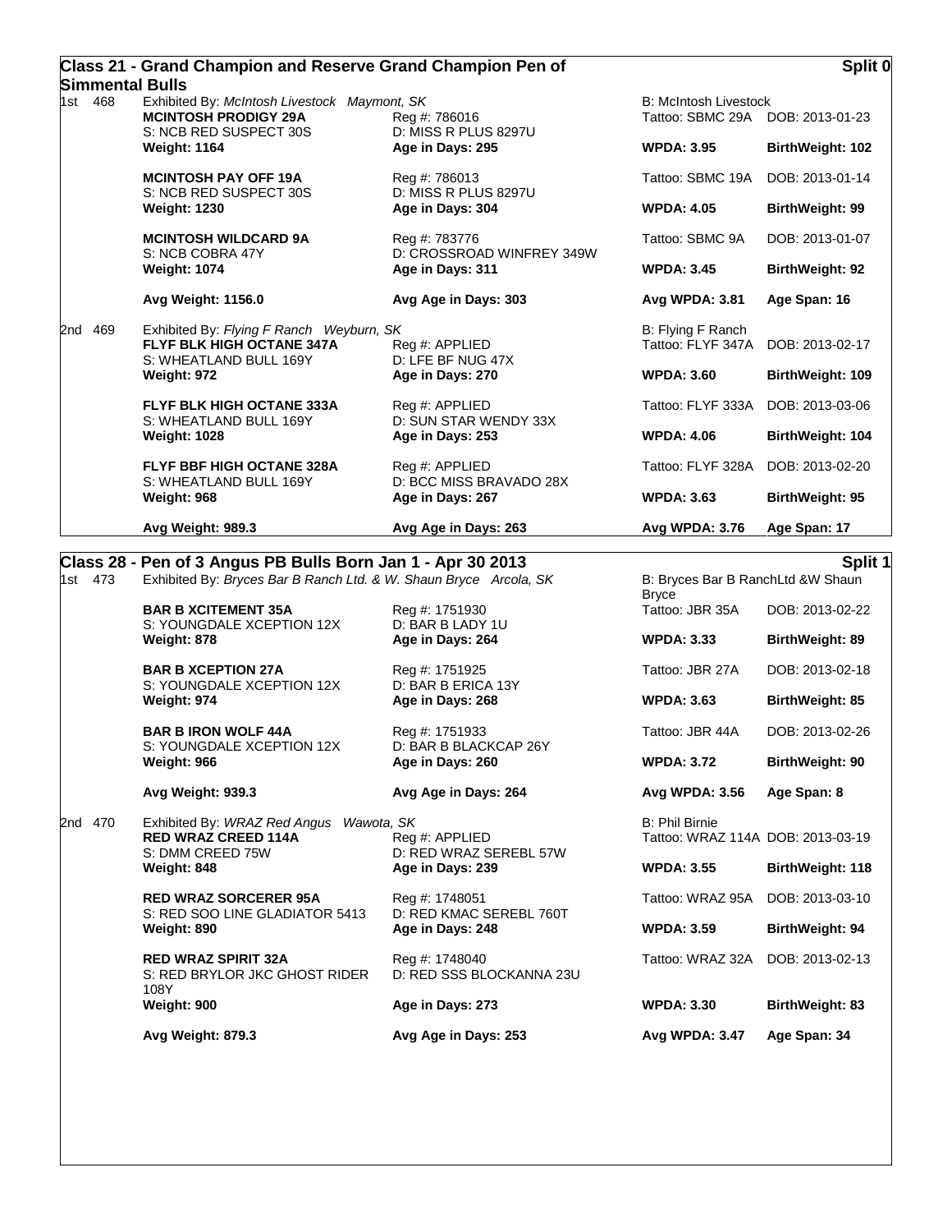## Class 21 - Grand Champion and Reserve Grand Champion Pen of Simmental Bulls

**Split 0**

1st 468 — Exhibited By: *McIntosh Livestock Maymont, SK* — B: McIntosh Livestock

| Animal | Reg / Dam | Tattoo / WPDA | DOB / BirthWeight |
|---|---|---|---|
| **MCINTOSH PRODIGY 29A** | Reg #: 786016 | Tattoo: SBMC 29A | DOB: 2013-01-23 |
| S: NCB RED SUSPECT 30S | D: MISS R PLUS 8297U | | |
| **Weight: 1164** | **Age in Days: 295** | **WPDA: 3.95** | **BirthWeight: 102** |
| **MCINTOSH PAY OFF 19A** | Reg #: 786013 | Tattoo: SBMC 19A | DOB: 2013-01-14 |
| S: NCB RED SUSPECT 30S | D: MISS R PLUS 8297U | | |
| **Weight: 1230** | **Age in Days: 304** | **WPDA: 4.05** | **BirthWeight: 99** |
| **MCINTOSH WILDCARD 9A** | Reg #: 783776 | Tattoo: SBMC 9A | DOB: 2013-01-07 |
| S: NCB COBRA 47Y | D: CROSSROAD WINFREY 349W | | |
| **Weight: 1074** | **Age in Days: 311** | **WPDA: 3.45** | **BirthWeight: 92** |
| **Avg Weight: 1156.0** | **Avg Age in Days: 303** | **Avg WPDA: 3.81** | **Age Span: 16** |

2nd 469 — Exhibited By: *Flying F Ranch Weyburn, SK* — B: Flying F Ranch

| Animal | Reg / Dam | Tattoo / WPDA | DOB / BirthWeight |
|---|---|---|---|
| **FLYF BLK HIGH OCTANE 347A** | Reg #: APPLIED | Tattoo: FLYF 347A | DOB: 2013-02-17 |
| S: WHEATLAND BULL 169Y | D: LFE BF NUG 47X | | |
| **Weight: 972** | **Age in Days: 270** | **WPDA: 3.60** | **BirthWeight: 109** |
| **FLYF BLK HIGH OCTANE 333A** | Reg #: APPLIED | Tattoo: FLYF 333A | DOB: 2013-03-06 |
| S: WHEATLAND BULL 169Y | D: SUN STAR WENDY 33X | | |
| **Weight: 1028** | **Age in Days: 253** | **WPDA: 4.06** | **BirthWeight: 104** |
| **FLYF BBF HIGH OCTANE 328A** | Reg #: APPLIED | Tattoo: FLYF 328A | DOB: 2013-02-20 |
| S: WHEATLAND BULL 169Y | D: BCC MISS BRAVADO 28X | | |
| **Weight: 968** | **Age in Days: 267** | **WPDA: 3.63** | **BirthWeight: 95** |
| **Avg Weight: 989.3** | **Avg Age in Days: 263** | **Avg WPDA: 3.76** | **Age Span: 17** |

## Class 28 - Pen of 3 Angus PB Bulls Born Jan 1 - Apr 30 2013

**Split 1**

1st 473 — Exhibited By: *Bryces Bar B Ranch Ltd. & W. Shaun Bryce Arcola, SK* — B: Bryces Bar B RanchLtd &W Shaun Bryce

| Animal | Reg / Dam | Tattoo / WPDA | DOB / BirthWeight |
|---|---|---|---|
| **BAR B XCITEMENT 35A** | Reg #: 1751930 | Tattoo: JBR 35A | DOB: 2013-02-22 |
| S: YOUNGDALE XCEPTION 12X | D: BAR B LADY 1U | | |
| **Weight: 878** | **Age in Days: 264** | **WPDA: 3.33** | **BirthWeight: 89** |
| **BAR B XCEPTION 27A** | Reg #: 1751925 | Tattoo: JBR 27A | DOB: 2013-02-18 |
| S: YOUNGDALE XCEPTION 12X | D: BAR B ERICA 13Y | | |
| **Weight: 974** | **Age in Days: 268** | **WPDA: 3.63** | **BirthWeight: 85** |
| **BAR B IRON WOLF 44A** | Reg #: 1751933 | Tattoo: JBR 44A | DOB: 2013-02-26 |
| S: YOUNGDALE XCEPTION 12X | D: BAR B BLACKCAP 26Y | | |
| **Weight: 966** | **Age in Days: 260** | **WPDA: 3.72** | **BirthWeight: 90** |
| **Avg Weight: 939.3** | **Avg Age in Days: 264** | **Avg WPDA: 3.56** | **Age Span: 8** |

2nd 470 — Exhibited By: *WRAZ Red Angus Wawota, SK* — B: Phil Birnie

| Animal | Reg / Dam | Tattoo / WPDA | DOB / BirthWeight |
|---|---|---|---|
| **RED WRAZ CREED 114A** | Reg #: APPLIED | Tattoo: WRAZ 114A | DOB: 2013-03-19 |
| S: DMM CREED 75W | D: RED WRAZ SEREBL 57W | | |
| **Weight: 848** | **Age in Days: 239** | **WPDA: 3.55** | **BirthWeight: 118** |
| **RED WRAZ SORCERER 95A** | Reg #: 1748051 | Tattoo: WRAZ 95A | DOB: 2013-03-10 |
| S: RED SOO LINE GLADIATOR 5413 | D: RED KMAC SEREBL 760T | | |
| **Weight: 890** | **Age in Days: 248** | **WPDA: 3.59** | **BirthWeight: 94** |
| **RED WRAZ SPIRIT 32A** | Reg #: 1748040 | Tattoo: WRAZ 32A | DOB: 2013-02-13 |
| S: RED BRYLOR JKC GHOST RIDER 108Y | D: RED SSS BLOCKANNA 23U | | |
| **Weight: 900** | **Age in Days: 273** | **WPDA: 3.30** | **BirthWeight: 83** |
| **Avg Weight: 879.3** | **Avg Age in Days: 253** | **Avg WPDA: 3.47** | **Age Span: 34** |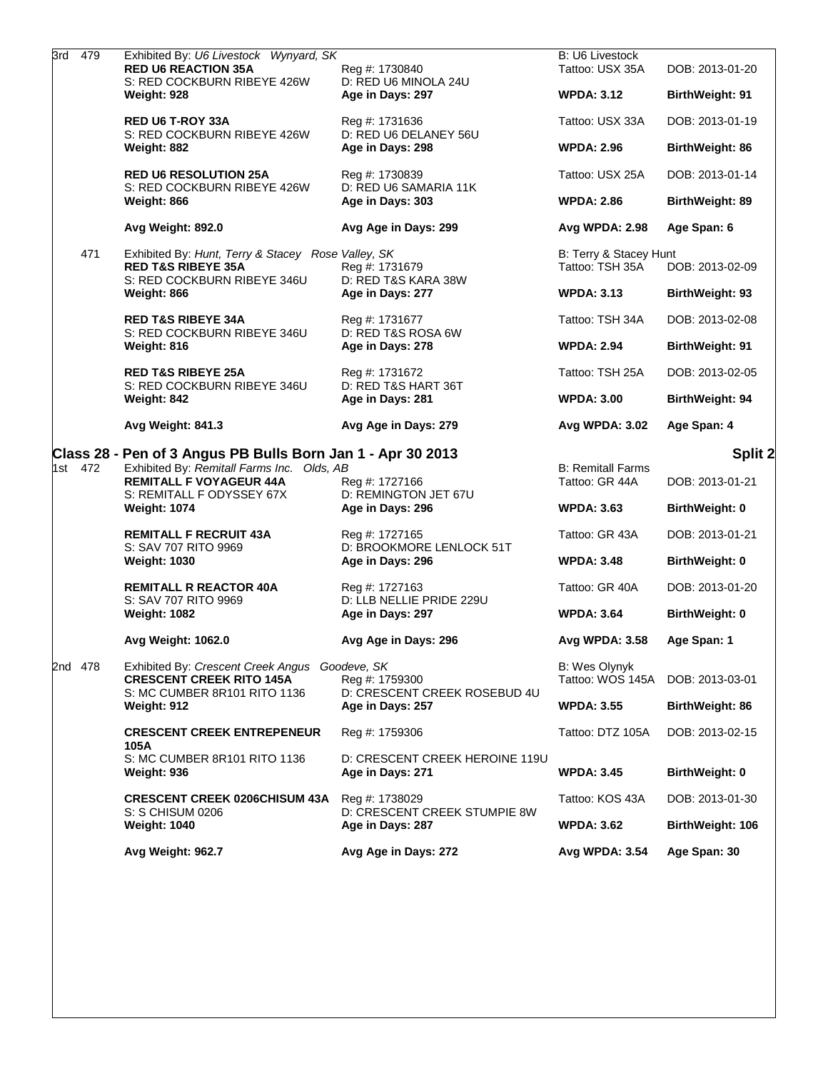| Place | Pen | Animal | Reg / Dam | Breeder / Tattoo | DOB / BW |
|---|---|---|---|---|---|
| 3rd | 479 | Exhibited By: *U6 Livestock Wynyard, SK* | | B: U6 Livestock | |
| | | **RED U6 REACTION 35A** | Reg #: 1730840 | Tattoo: USX 35A | DOB: 2013-01-20 |
| | | S: RED COCKBURN RIBEYE 426W | D: RED U6 MINOLA 24U | | |
| | | **Weight: 928** | **Age in Days: 297** | **WPDA: 3.12** | **BirthWeight: 91** |
| | | **RED U6 T-ROY 33A** | Reg #: 1731636 | Tattoo: USX 33A | DOB: 2013-01-19 |
| | | S: RED COCKBURN RIBEYE 426W | D: RED U6 DELANEY 56U | | |
| | | **Weight: 882** | **Age in Days: 298** | **WPDA: 2.96** | **BirthWeight: 86** |
| | | **RED U6 RESOLUTION 25A** | Reg #: 1730839 | Tattoo: USX 25A | DOB: 2013-01-14 |
| | | S: RED COCKBURN RIBEYE 426W | D: RED U6 SAMARIA 11K | | |
| | | **Weight: 866** | **Age in Days: 303** | **WPDA: 2.86** | **BirthWeight: 89** |
| | | **Avg Weight: 892.0** | **Avg Age in Days: 299** | **Avg WPDA: 2.98** | **Age Span: 6** |
| | 471 | Exhibited By: *Hunt, Terry & Stacey Rose Valley, SK* | | B: Terry & Stacey Hunt | |
| | | **RED T&S RIBEYE 35A** | Reg #: 1731679 | Tattoo: TSH 35A | DOB: 2013-02-09 |
| | | S: RED COCKBURN RIBEYE 346U | D: RED T&S KARA 38W | | |
| | | **Weight: 866** | **Age in Days: 277** | **WPDA: 3.13** | **BirthWeight: 93** |
| | | **RED T&S RIBEYE 34A** | Reg #: 1731677 | Tattoo: TSH 34A | DOB: 2013-02-08 |
| | | S: RED COCKBURN RIBEYE 346U | D: RED T&S ROSA 6W | | |
| | | **Weight: 816** | **Age in Days: 278** | **WPDA: 2.94** | **BirthWeight: 91** |
| | | **RED T&S RIBEYE 25A** | Reg #: 1731672 | Tattoo: TSH 25A | DOB: 2013-02-05 |
| | | S: RED COCKBURN RIBEYE 346U | D: RED T&S HART 36T | | |
| | | **Weight: 842** | **Age in Days: 281** | **WPDA: 3.00** | **BirthWeight: 94** |
| | | **Avg Weight: 841.3** | **Avg Age in Days: 279** | **Avg WPDA: 3.02** | **Age Span: 4** |

## Class 28 - Pen of 3 Angus PB Bulls Born Jan 1 - Apr 30 2013 — Split 2

| Place | Pen | Animal | Reg / Dam | Breeder / Tattoo | DOB / BW |
|---|---|---|---|---|---|
| 1st | 472 | Exhibited By: *Remitall Farms Inc. Olds, AB* | | B: Remitall Farms | |
| | | **REMITALL F VOYAGEUR 44A** | Reg #: 1727166 | Tattoo: GR 44A | DOB: 2013-01-21 |
| | | S: REMITALL F ODYSSEY 67X | D: REMINGTON JET 67U | | |
| | | **Weight: 1074** | **Age in Days: 296** | **WPDA: 3.63** | **BirthWeight: 0** |
| | | **REMITALL F RECRUIT 43A** | Reg #: 1727165 | Tattoo: GR 43A | DOB: 2013-01-21 |
| | | S: SAV 707 RITO 9969 | D: BROOKMORE LENLOCK 51T | | |
| | | **Weight: 1030** | **Age in Days: 296** | **WPDA: 3.48** | **BirthWeight: 0** |
| | | **REMITALL R REACTOR 40A** | Reg #: 1727163 | Tattoo: GR 40A | DOB: 2013-01-20 |
| | | S: SAV 707 RITO 9969 | D: LLB NELLIE PRIDE 229U | | |
| | | **Weight: 1082** | **Age in Days: 297** | **WPDA: 3.64** | **BirthWeight: 0** |
| | | **Avg Weight: 1062.0** | **Avg Age in Days: 296** | **Avg WPDA: 3.58** | **Age Span: 1** |
| 2nd | 478 | Exhibited By: *Crescent Creek Angus Goodeve, SK* | | B: Wes Olynyk | |
| | | **CRESCENT CREEK RITO 145A** | Reg #: 1759300 | Tattoo: WOS 145A | DOB: 2013-03-01 |
| | | S: MC CUMBER 8R101 RITO 1136 | D: CRESCENT CREEK ROSEBUD 4U | | |
| | | **Weight: 912** | **Age in Days: 257** | **WPDA: 3.55** | **BirthWeight: 86** |
| | | **CRESCENT CREEK ENTREPENEUR 105A** | Reg #: 1759306 | Tattoo: DTZ 105A | DOB: 2013-02-15 |
| | | S: MC CUMBER 8R101 RITO 1136 | D: CRESCENT CREEK HEROINE 119U | | |
| | | **Weight: 936** | **Age in Days: 271** | **WPDA: 3.45** | **BirthWeight: 0** |
| | | **CRESCENT CREEK 0206CHISUM 43A** | Reg #: 1738029 | Tattoo: KOS 43A | DOB: 2013-01-30 |
| | | S: S CHISUM 0206 | D: CRESCENT CREEK STUMPIE 8W | | |
| | | **Weight: 1040** | **Age in Days: 287** | **WPDA: 3.62** | **BirthWeight: 106** |
| | | **Avg Weight: 962.7** | **Avg Age in Days: 272** | **Avg WPDA: 3.54** | **Age Span: 30** |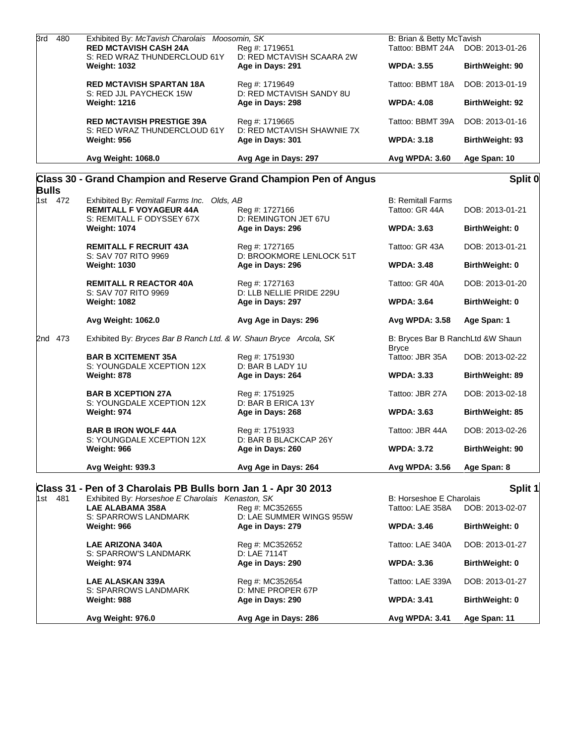| Place | No. | Animal | | | |
|---|---|---|---|---|---|
| 3rd | 480 | Exhibited By: *McTavish Charolais Moosomin, SK* | | B: Brian & Betty McTavish | |
| | | **RED MCTAVISH CASH 24A** | Reg #: 1719651 | Tattoo: BBMT 24A | DOB: 2013-01-26 |
| | | S: RED WRAZ THUNDERCLOUD 61Y | D: RED MCTAVISH SCAARA 2W | | |
| | | **Weight: 1032** | **Age in Days: 291** | **WPDA: 3.55** | **BirthWeight: 90** |
| | | **RED MCTAVISH SPARTAN 18A** | Reg #: 1719649 | Tattoo: BBMT 18A | DOB: 2013-01-19 |
| | | S: RED JJL PAYCHECK 15W | D: RED MCTAVISH SANDY 8U | | |
| | | **Weight: 1216** | **Age in Days: 298** | **WPDA: 4.08** | **BirthWeight: 92** |
| | | **RED MCTAVISH PRESTIGE 39A** | Reg #: 1719665 | Tattoo: BBMT 39A | DOB: 2013-01-16 |
| | | S: RED WRAZ THUNDERCLOUD 61Y | D: RED MCTAVISH SHAWNIE 7X | | |
| | | **Weight: 956** | **Age in Days: 301** | **WPDA: 3.18** | **BirthWeight: 93** |
| | | **Avg Weight: 1068.0** | **Avg Age in Days: 297** | **Avg WPDA: 3.60** | **Age Span: 10** |

## Class 30 - Grand Champion and Reserve Grand Champion Pen of Angus Bulls

**Split 0**

| Place | No. | Animal | | | |
|---|---|---|---|---|---|
| 1st | 472 | Exhibited By: *Remitall Farms Inc. Olds, AB* | | B: Remitall Farms | |
| | | **REMITALL F VOYAGEUR 44A** | Reg #: 1727166 | Tattoo: GR 44A | DOB: 2013-01-21 |
| | | S: REMITALL F ODYSSEY 67X | D: REMINGTON JET 67U | | |
| | | **Weight: 1074** | **Age in Days: 296** | **WPDA: 3.63** | **BirthWeight: 0** |
| | | **REMITALL F RECRUIT 43A** | Reg #: 1727165 | Tattoo: GR 43A | DOB: 2013-01-21 |
| | | S: SAV 707 RITO 9969 | D: BROOKMORE LENLOCK 51T | | |
| | | **Weight: 1030** | **Age in Days: 296** | **WPDA: 3.48** | **BirthWeight: 0** |
| | | **REMITALL R REACTOR 40A** | Reg #: 1727163 | Tattoo: GR 40A | DOB: 2013-01-20 |
| | | S: SAV 707 RITO 9969 | D: LLB NELLIE PRIDE 229U | | |
| | | **Weight: 1082** | **Age in Days: 297** | **WPDA: 3.64** | **BirthWeight: 0** |
| | | **Avg Weight: 1062.0** | **Avg Age in Days: 296** | **Avg WPDA: 3.58** | **Age Span: 1** |
| 2nd | 473 | Exhibited By: *Bryces Bar B Ranch Ltd. & W. Shaun Bryce Arcola, SK* | | B: Bryces Bar B RanchLtd &W Shaun Bryce | |
| | | **BAR B XCITEMENT 35A** | Reg #: 1751930 | Tattoo: JBR 35A | DOB: 2013-02-22 |
| | | S: YOUNGDALE XCEPTION 12X | D: BAR B LADY 1U | | |
| | | **Weight: 878** | **Age in Days: 264** | **WPDA: 3.33** | **BirthWeight: 89** |
| | | **BAR B XCEPTION 27A** | Reg #: 1751925 | Tattoo: JBR 27A | DOB: 2013-02-18 |
| | | S: YOUNGDALE XCEPTION 12X | D: BAR B ERICA 13Y | | |
| | | **Weight: 974** | **Age in Days: 268** | **WPDA: 3.63** | **BirthWeight: 85** |
| | | **BAR B IRON WOLF 44A** | Reg #: 1751933 | Tattoo: JBR 44A | DOB: 2013-02-26 |
| | | S: YOUNGDALE XCEPTION 12X | D: BAR B BLACKCAP 26Y | | |
| | | **Weight: 966** | **Age in Days: 260** | **WPDA: 3.72** | **BirthWeight: 90** |
| | | **Avg Weight: 939.3** | **Avg Age in Days: 264** | **Avg WPDA: 3.56** | **Age Span: 8** |

## Class 31 - Pen of 3 Charolais PB Bulls born Jan 1 - Apr 30 2013

**Split 1**

| Place | No. | Animal | | | |
|---|---|---|---|---|---|
| 1st | 481 | Exhibited By: *Horseshoe E Charolais Kenaston, SK* | | B: Horseshoe E Charolais | |
| | | **LAE ALABAMA 358A** | Reg #: MC352655 | Tattoo: LAE 358A | DOB: 2013-02-07 |
| | | S: SPARROWS LANDMARK | D: LAE SUMMER WINGS 955W | | |
| | | **Weight: 966** | **Age in Days: 279** | **WPDA: 3.46** | **BirthWeight: 0** |
| | | **LAE ARIZONA 340A** | Reg #: MC352652 | Tattoo: LAE 340A | DOB: 2013-01-27 |
| | | S: SPARROW'S LANDMARK | D: LAE 7114T | | |
| | | **Weight: 974** | **Age in Days: 290** | **WPDA: 3.36** | **BirthWeight: 0** |
| | | **LAE ALASKAN 339A** | Reg #: MC352654 | Tattoo: LAE 339A | DOB: 2013-01-27 |
| | | S: SPARROWS LANDMARK | D: MNE PROPER 67P | | |
| | | **Weight: 988** | **Age in Days: 290** | **WPDA: 3.41** | **BirthWeight: 0** |
| | | **Avg Weight: 976.0** | **Avg Age in Days: 286** | **Avg WPDA: 3.41** | **Age Span: 11** |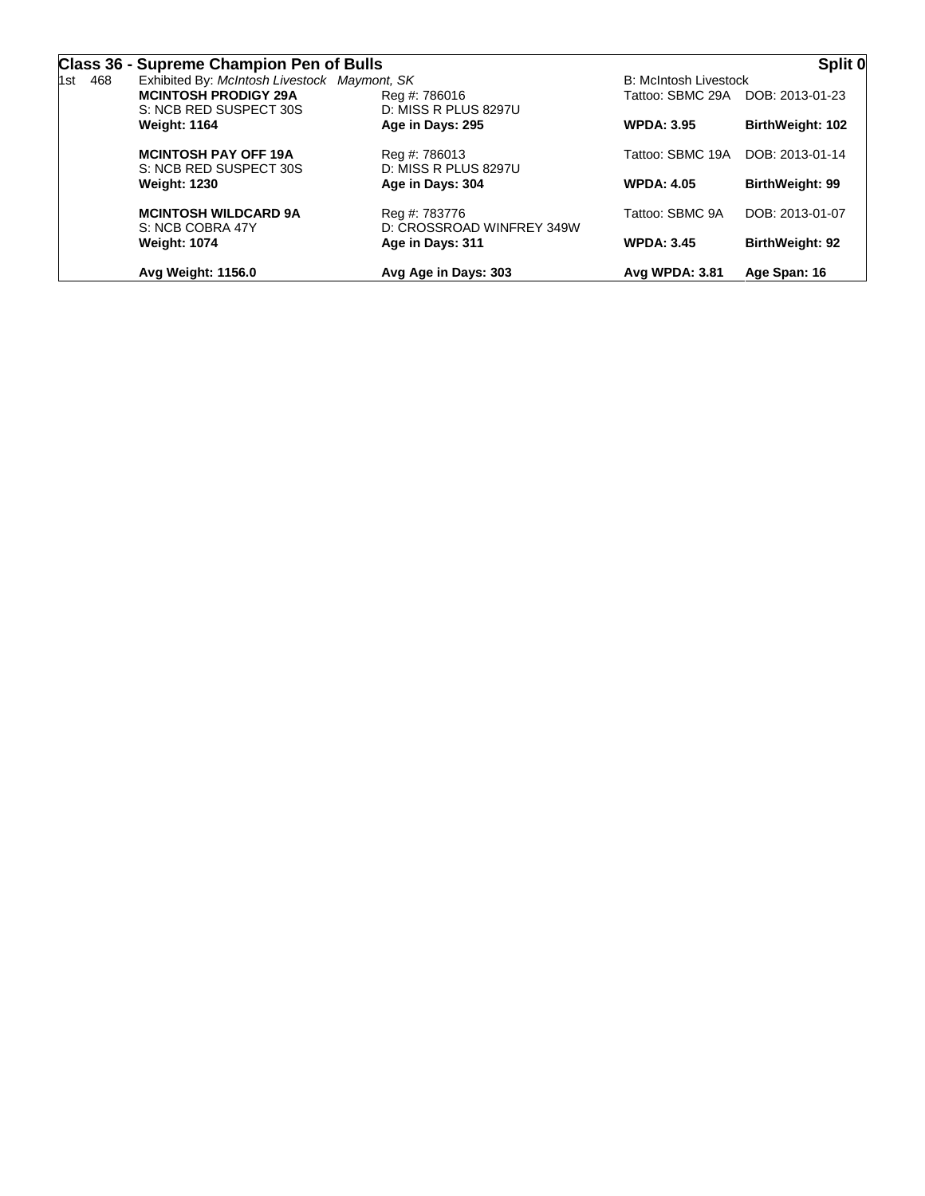## Class 36 - Supreme Champion Pen of Bulls

**Split 0**

1st 468 Exhibited By: *McIntosh Livestock Maymont, SK* B: McIntosh Livestock

| | | | |
|---|---|---|---|
| **MCINTOSH PRODIGY 29A** | Reg #: 786016 | Tattoo: SBMC 29A | DOB: 2013-01-23 |
| S: NCB RED SUSPECT 30S | D: MISS R PLUS 8297U | | |
| **Weight: 1164** | **Age in Days: 295** | **WPDA: 3.95** | **BirthWeight: 102** |
| **MCINTOSH PAY OFF 19A** | Reg #: 786013 | Tattoo: SBMC 19A | DOB: 2013-01-14 |
| S: NCB RED SUSPECT 30S | D: MISS R PLUS 8297U | | |
| **Weight: 1230** | **Age in Days: 304** | **WPDA: 4.05** | **BirthWeight: 99** |
| **MCINTOSH WILDCARD 9A** | Reg #: 783776 | Tattoo: SBMC 9A | DOB: 2013-01-07 |
| S: NCB COBRA 47Y | D: CROSSROAD WINFREY 349W | | |
| **Weight: 1074** | **Age in Days: 311** | **WPDA: 3.45** | **BirthWeight: 92** |
| **Avg Weight: 1156.0** | **Avg Age in Days: 303** | **Avg WPDA: 3.81** | **Age Span: 16** |